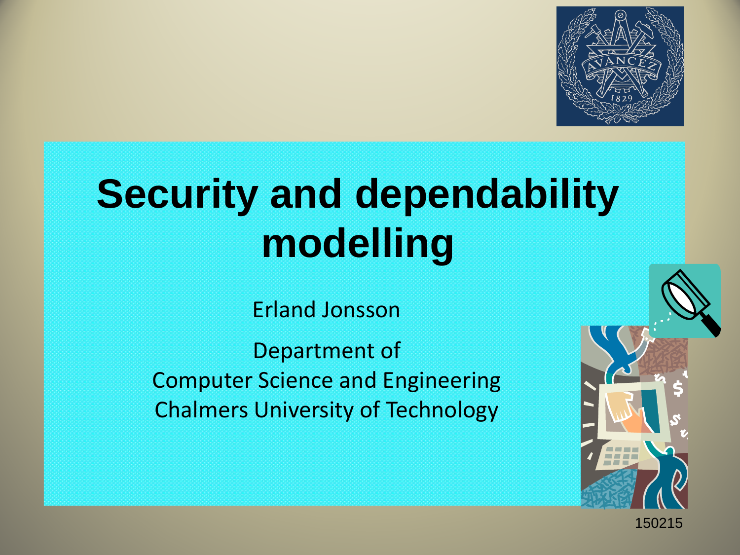# Security and dependability modelling

Erland Jonsson

Department of
Computer Science and Engineering
Chalmers University of Technology

150215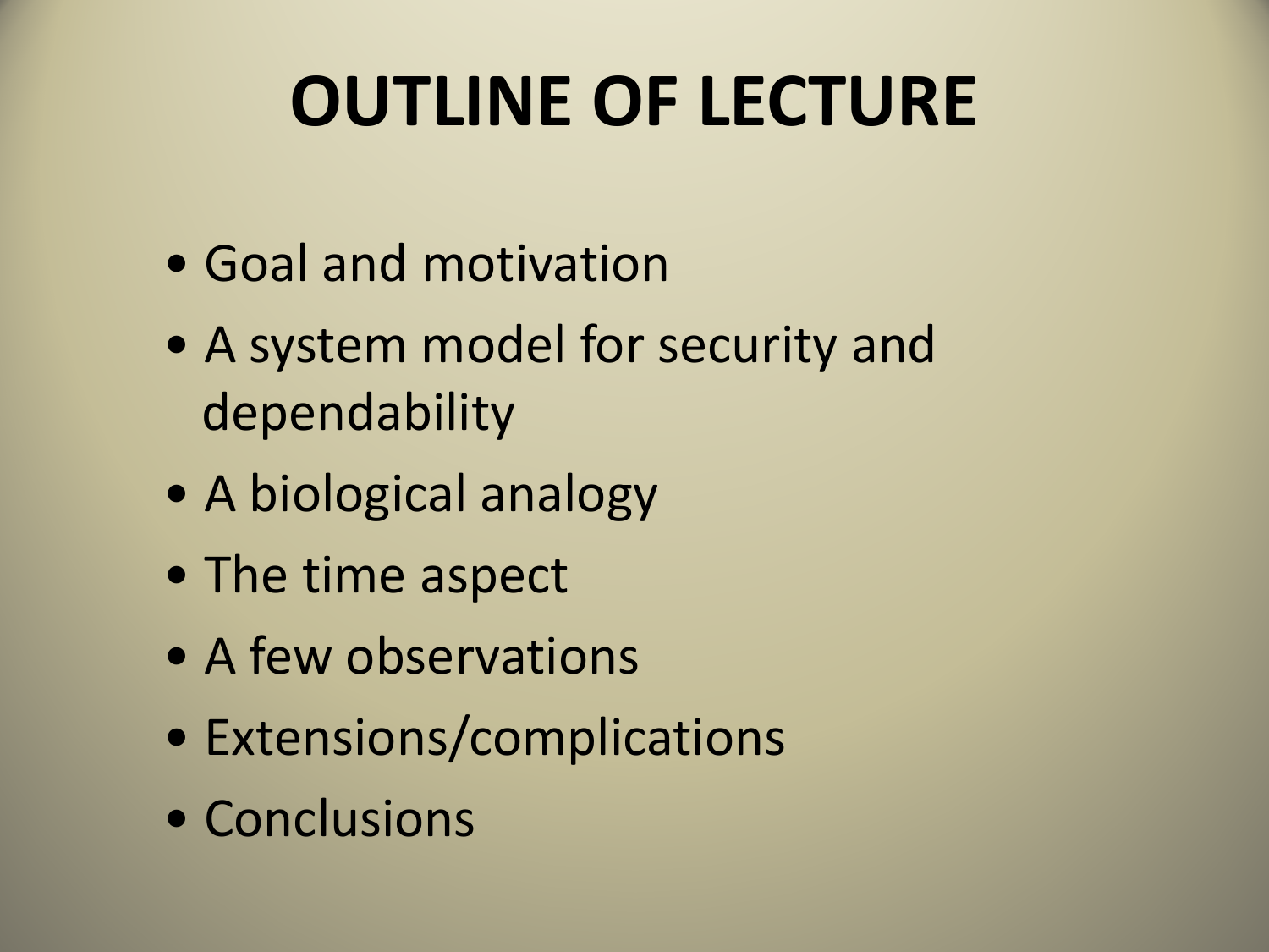# OUTLINE OF LECTURE

- Goal and motivation
- A system model for security and dependability
- A biological analogy
- The time aspect
- A few observations
- Extensions/complications
- Conclusions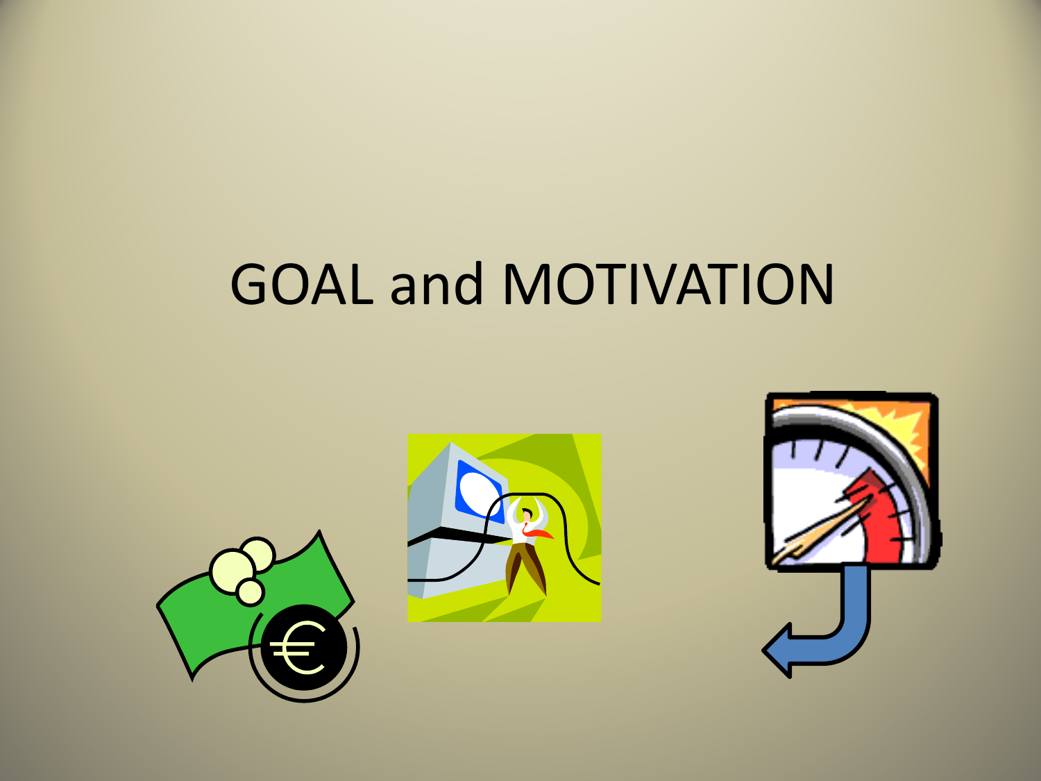# GOAL and MOTIVATION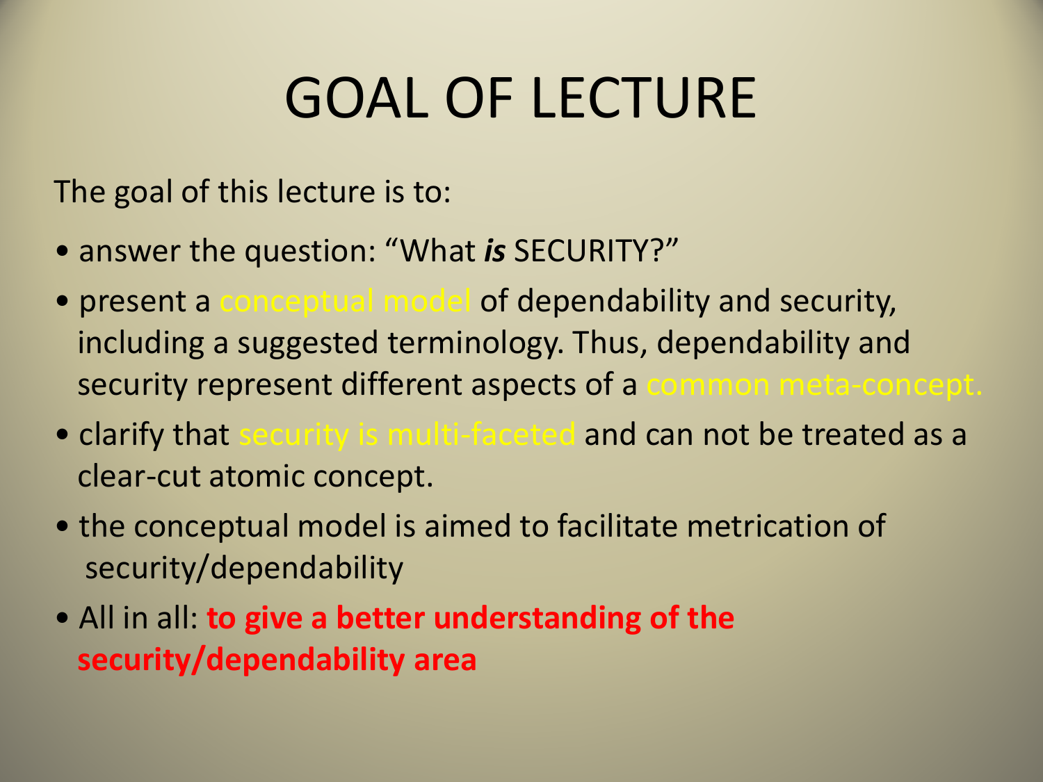# GOAL OF LECTURE

The goal of this lecture is to:

- answer the question: "What ***is*** SECURITY?"
- present a conceptual model of dependability and security, including a suggested terminology. Thus, dependability and security represent different aspects of a common meta-concept.
- clarify that security is multi-faceted and can not be treated as a clear-cut atomic concept.
- the conceptual model is aimed to facilitate metrication of security/dependability
- All in all: **to give a better understanding of the security/dependability area**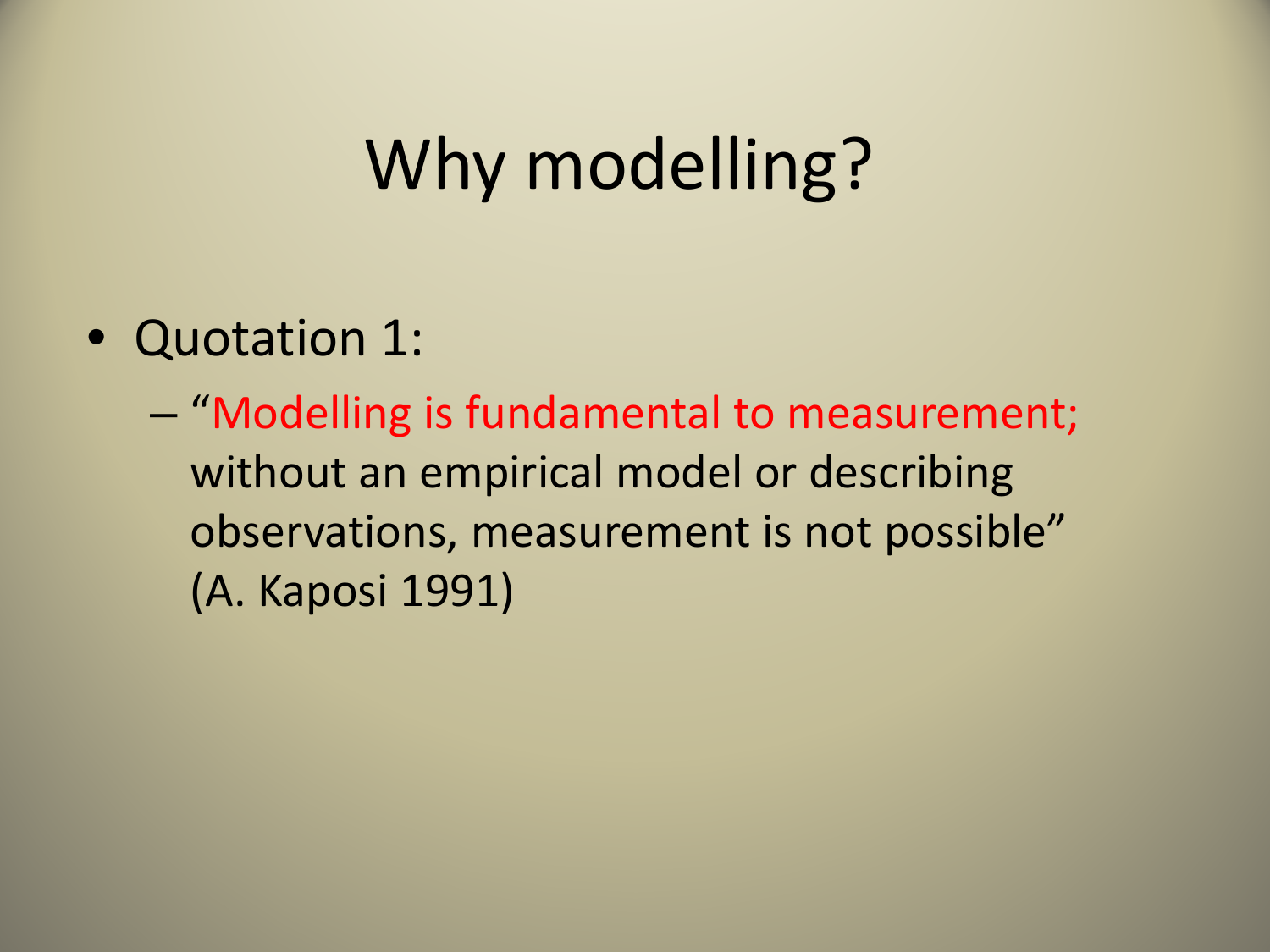# Why modelling?

- Quotation 1:
  - "Modelling is fundamental to measurement; without an empirical model or describing observations, measurement is not possible" (A. Kaposi 1991)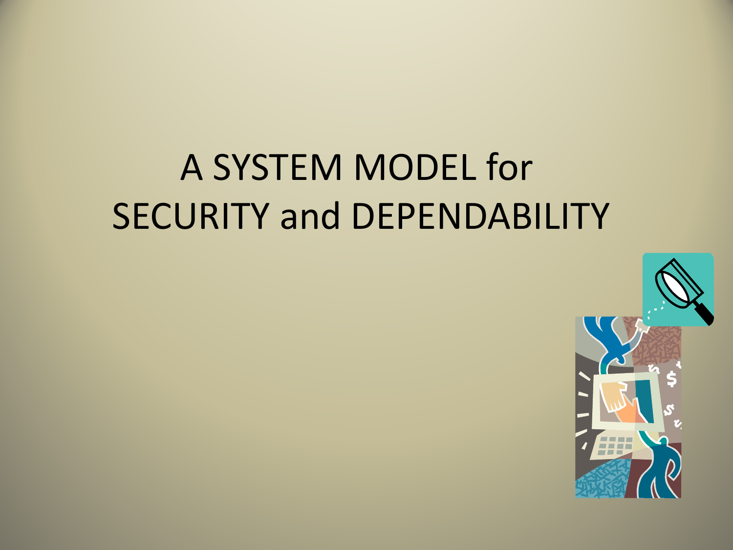# A SYSTEM MODEL for SECURITY and DEPENDABILITY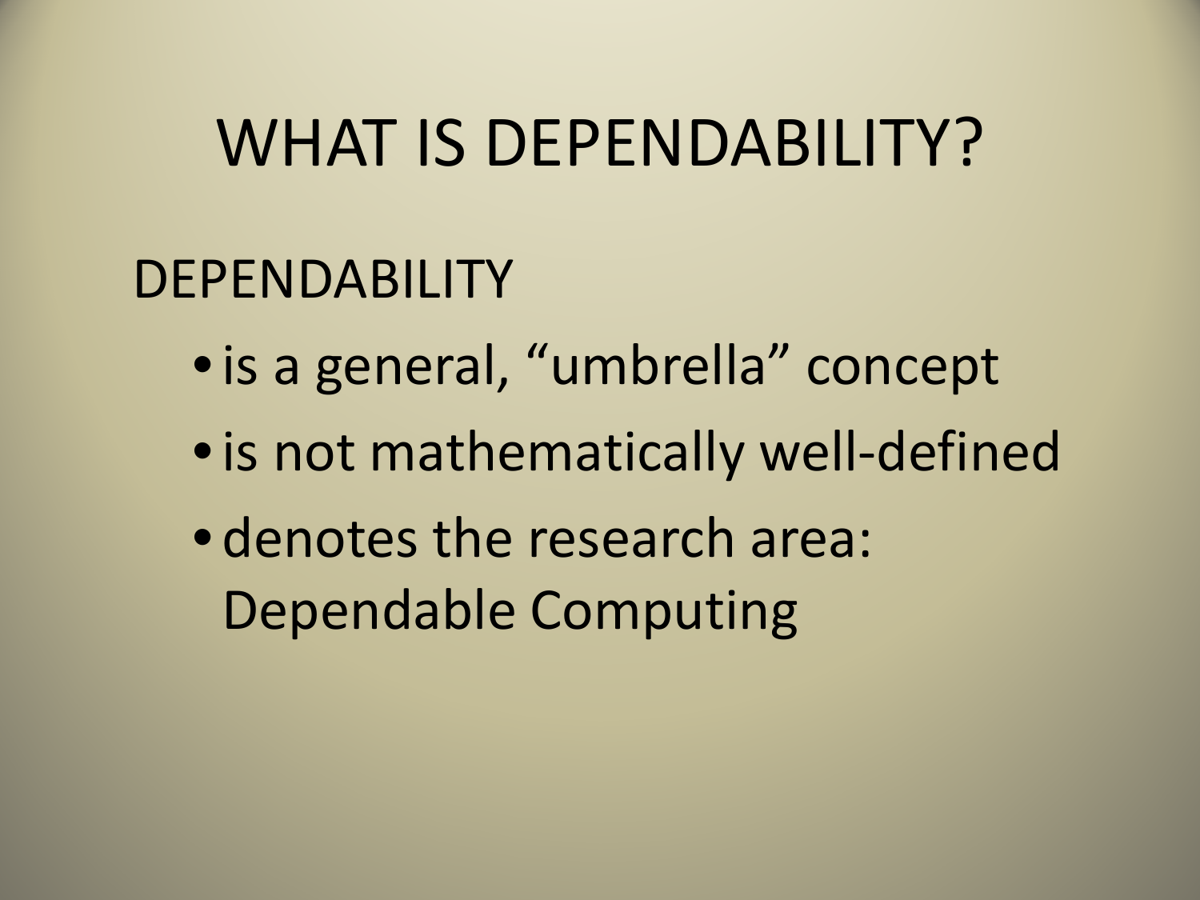# WHAT IS DEPENDABILITY?

DEPENDABILITY

- is a general, “umbrella” concept
- is not mathematically well-defined
- denotes the research area: Dependable Computing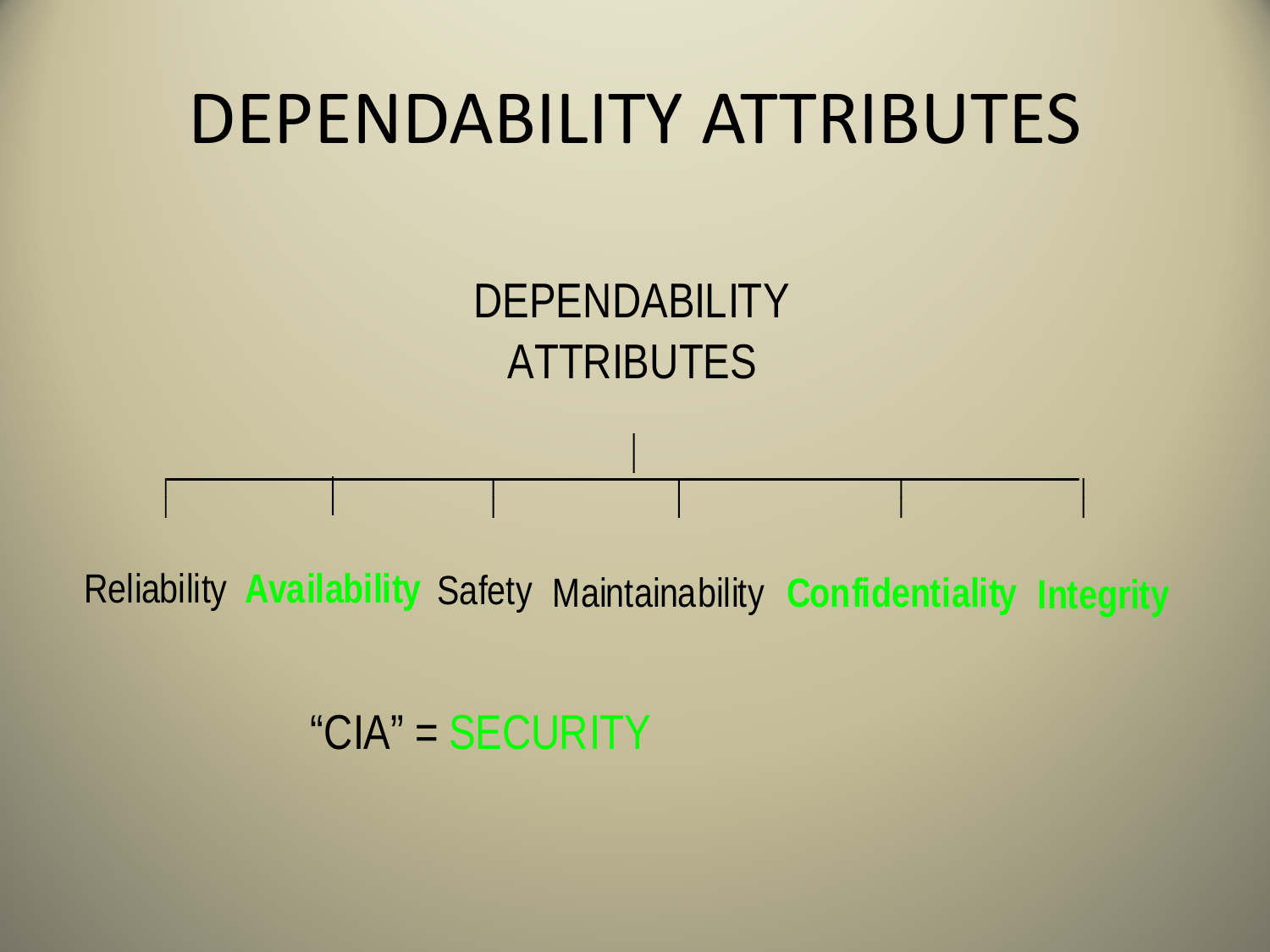# DEPENDABILITY ATTRIBUTES

DEPENDABILITY
ATTRIBUTES

- Reliability
- **Availability**
- Safety
- Maintainability
- **Confidentiality**
- **Integrity**

“CIA” = SECURITY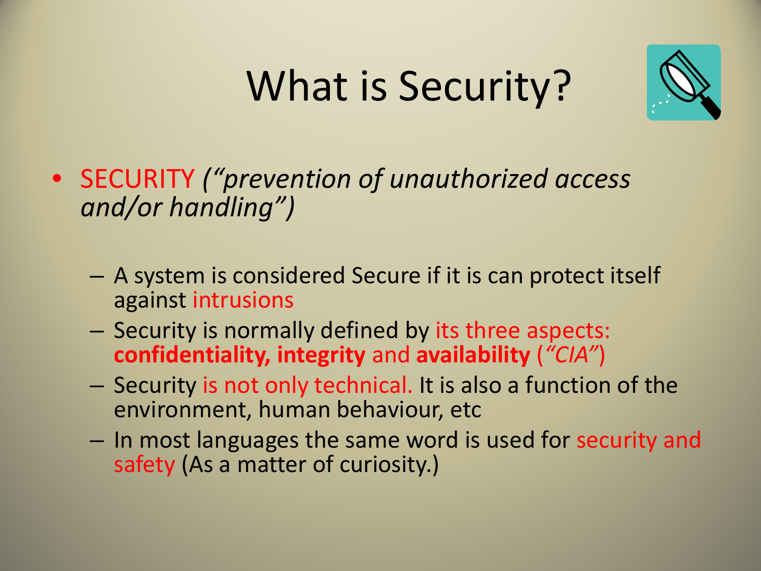# What is Security?

- SECURITY *("prevention of unauthorized access and/or handling")*
  - A system is considered Secure if it is can protect itself against intrusions
  - Security is normally defined by its three aspects: **confidentiality, integrity** and **availability** (*"CIA"*)
  - Security is not only technical. It is also a function of the environment, human behaviour, etc
  - In most languages the same word is used for security and safety (As a matter of curiosity.)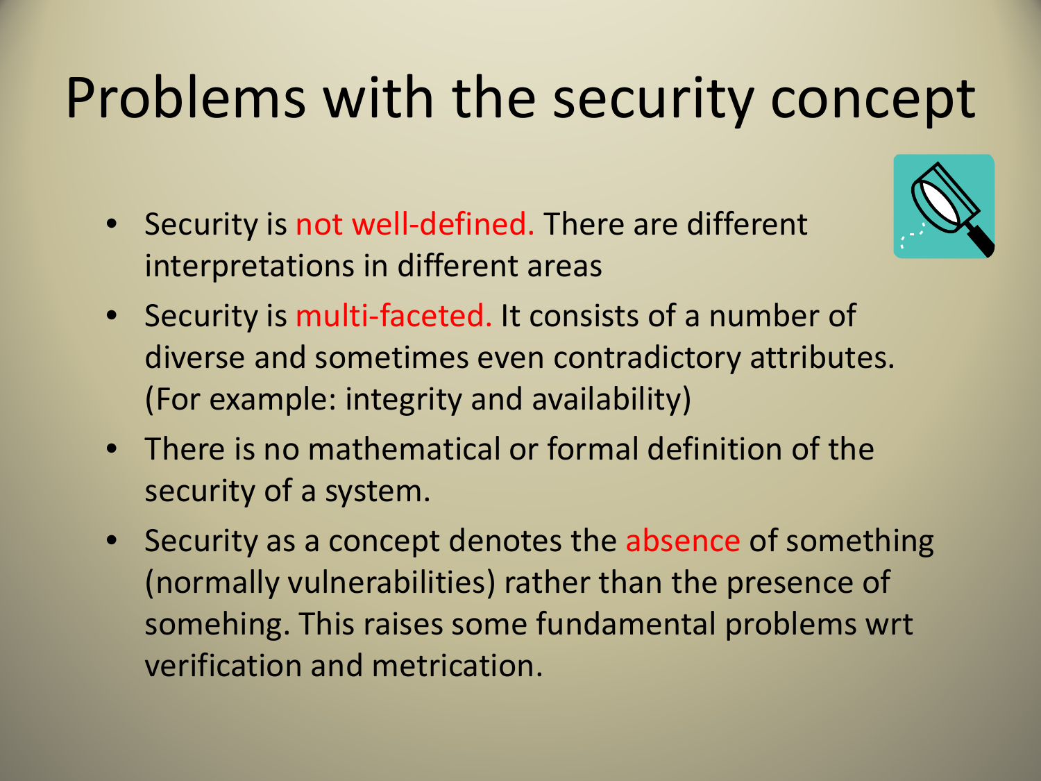# Problems with the security concept

- Security is not well-defined. There are different interpretations in different areas
- Security is multi-faceted. It consists of a number of diverse and sometimes even contradictory attributes. (For example: integrity and availability)
- There is no mathematical or formal definition of the security of a system.
- Security as a concept denotes the absence of something (normally vulnerabilities) rather than the presence of somehing. This raises some fundamental problems wrt verification and metrication.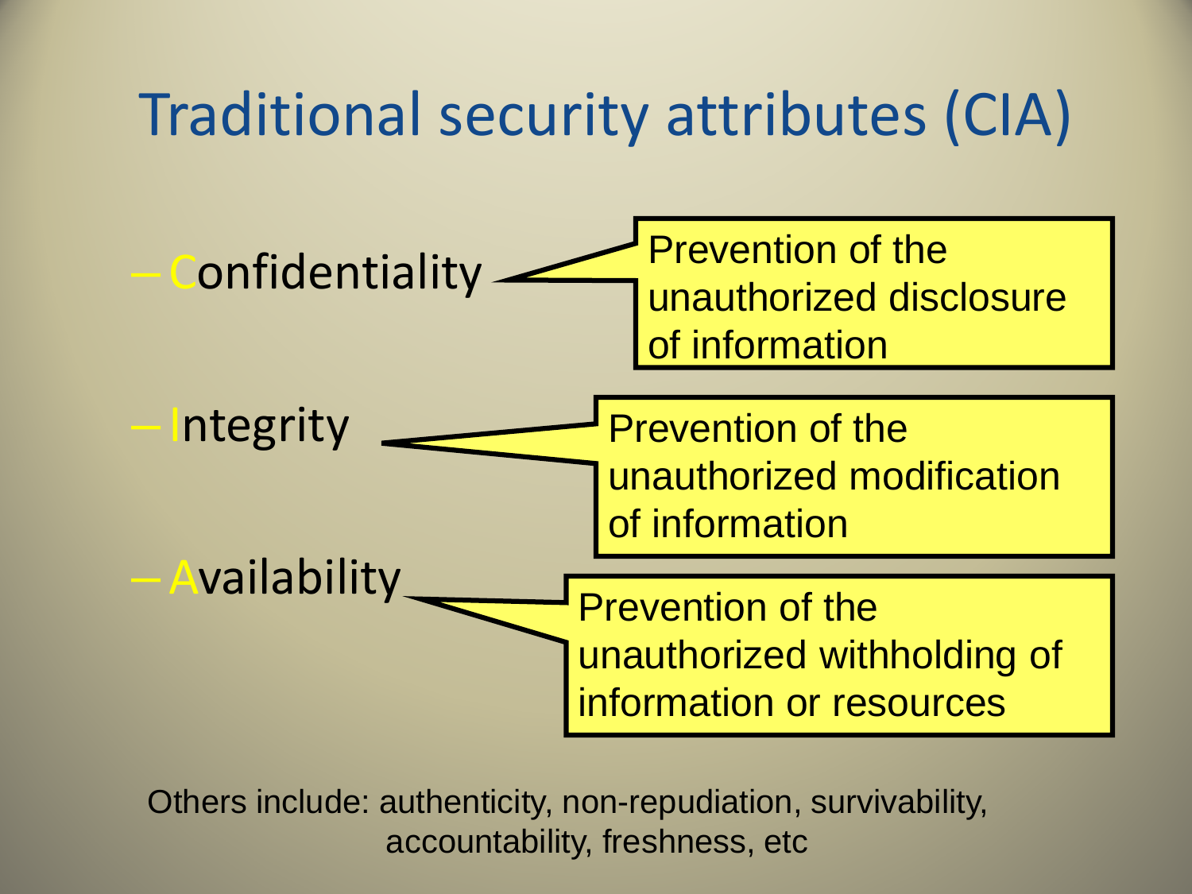# Traditional security attributes (CIA)

- Confidentiality — Prevention of the unauthorized disclosure of information
- Integrity — Prevention of the unauthorized modification of information
- Availability — Prevention of the unauthorized withholding of information or resources

Others include: authenticity, non-repudiation, survivability, accountability, freshness, etc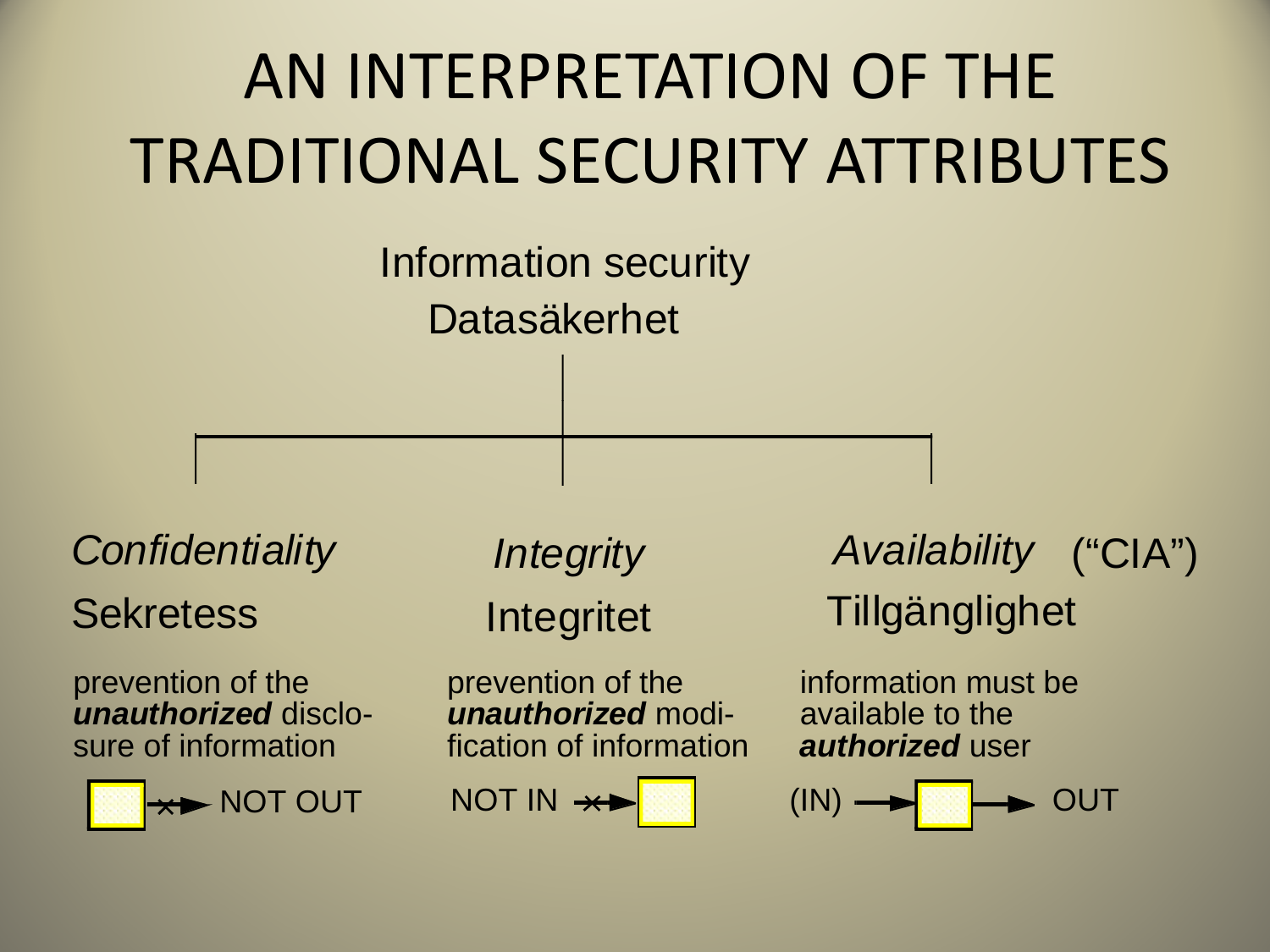# AN INTERPRETATION OF THE TRADITIONAL SECURITY ATTRIBUTES

Information security
Datasäkerhet

| *Confidentiality* | *Integrity* | *Availability* ("CIA") |
|---|---|---|
| Sekretess | Integritet | Tillgänglighet |
| prevention of the ***unauthorized*** disclosure of information | prevention of the ***unauthorized*** modification of information | information must be available to the ***authorized*** user |
| NOT OUT | NOT IN | (IN) → OUT |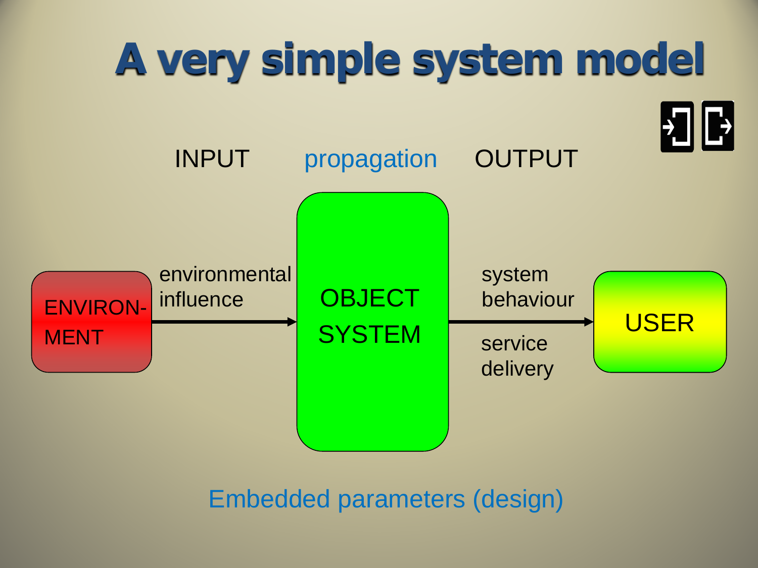# A very simple system model

INPUT propagation OUTPUT

ENVIRON-MENT

environmental influence

OBJECT SYSTEM

system behaviour

service delivery

USER

Embedded parameters (design)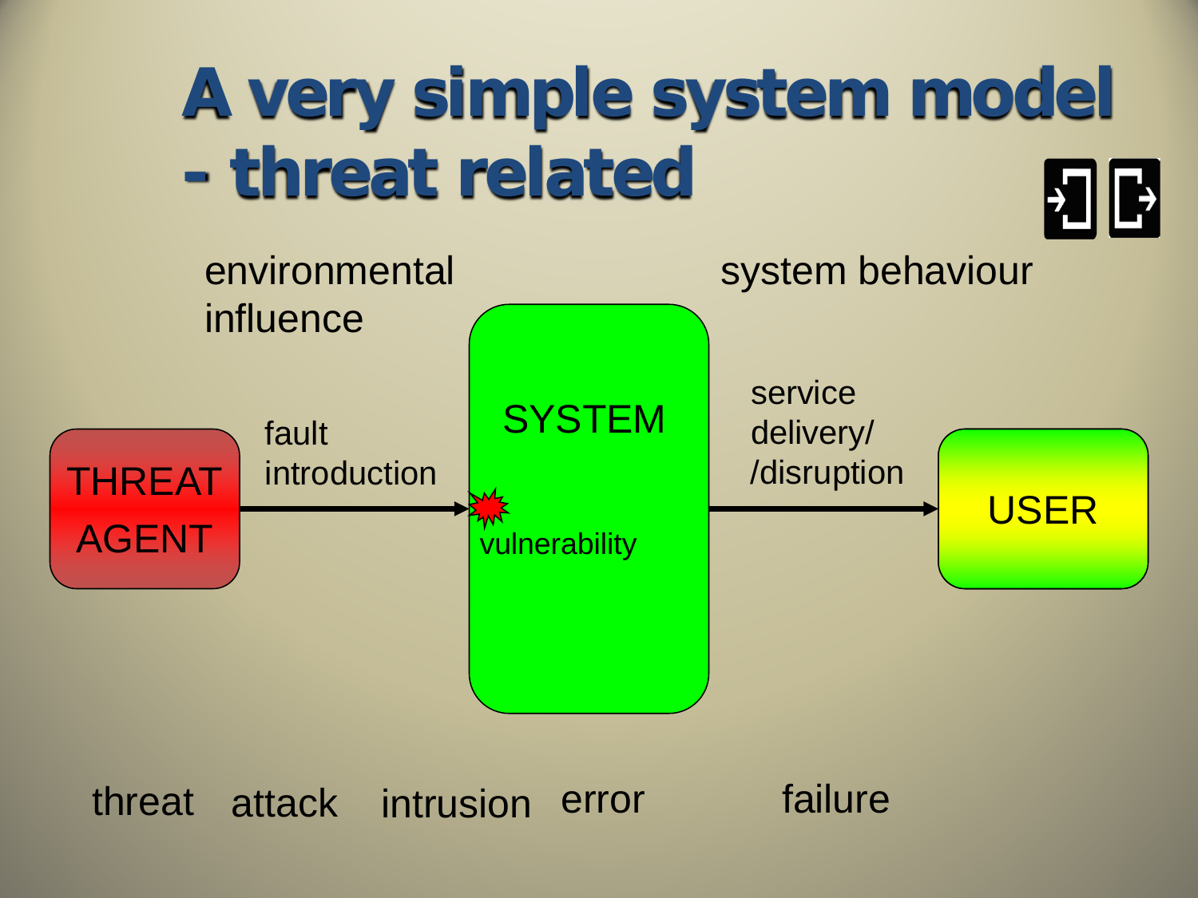# A very simple system model - threat related

environmental influence

system behaviour

THREAT AGENT

fault introduction

SYSTEM

vulnerability

service delivery/ /disruption

USER

threat attack intrusion error failure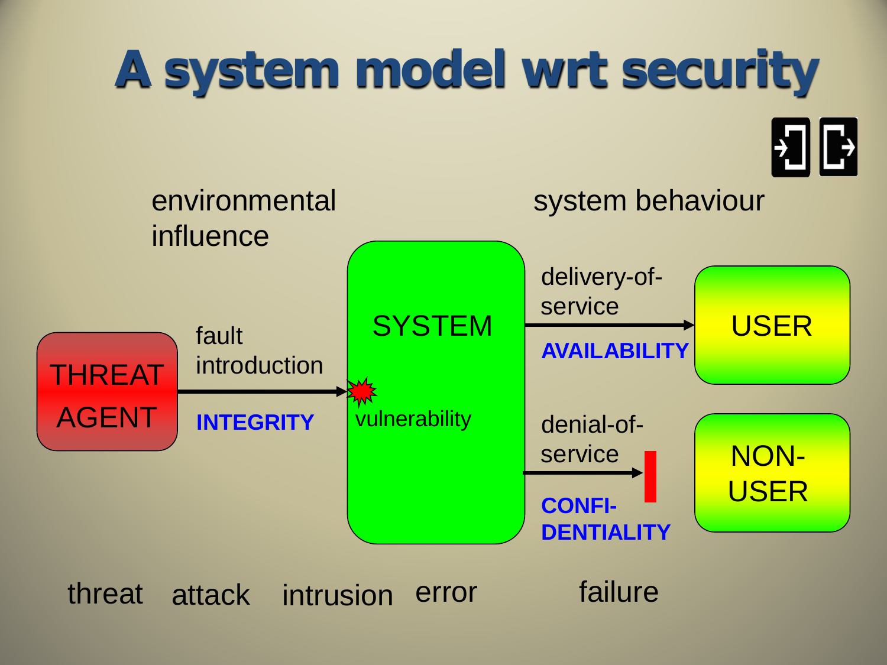# A system model wrt security

environmental influence

system behaviour

THREAT AGENT

fault introduction

**INTEGRITY**

SYSTEM

vulnerability

delivery-of-service

**AVAILABILITY**

USER

denial-of-service

**CONFI-DENTIALITY**

NON-USER

threat attack intrusion error failure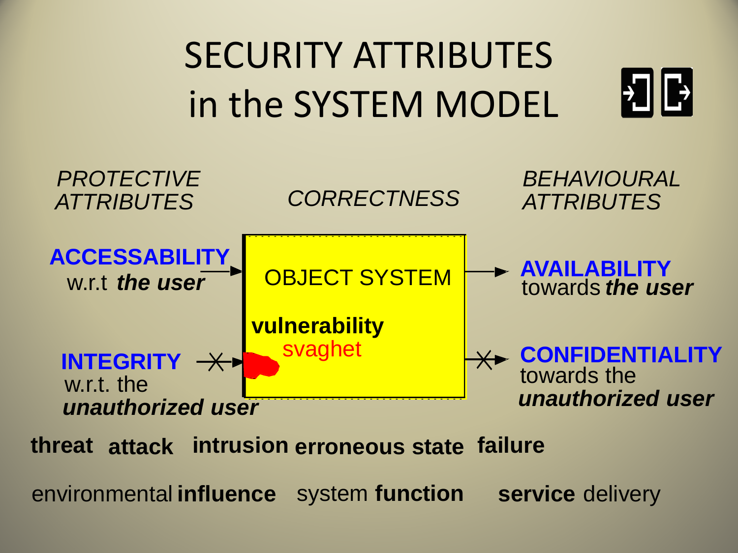# SECURITY ATTRIBUTES in the SYSTEM MODEL

*PROTECTIVE ATTRIBUTES*

*CORRECTNESS*

*BEHAVIOURAL ATTRIBUTES*

**ACCESSABILITY** w.r.t ***the user***

OBJECT SYSTEM

**vulnerability**
svaghet

**AVAILABILITY** towards ***the user***

**INTEGRITY** w.r.t. the ***unauthorized user***

**CONFIDENTIALITY** towards the ***unauthorized user***

**threat** **attack** **intrusion** **erroneous state** **failure**

environmental **influence** system **function** **service** delivery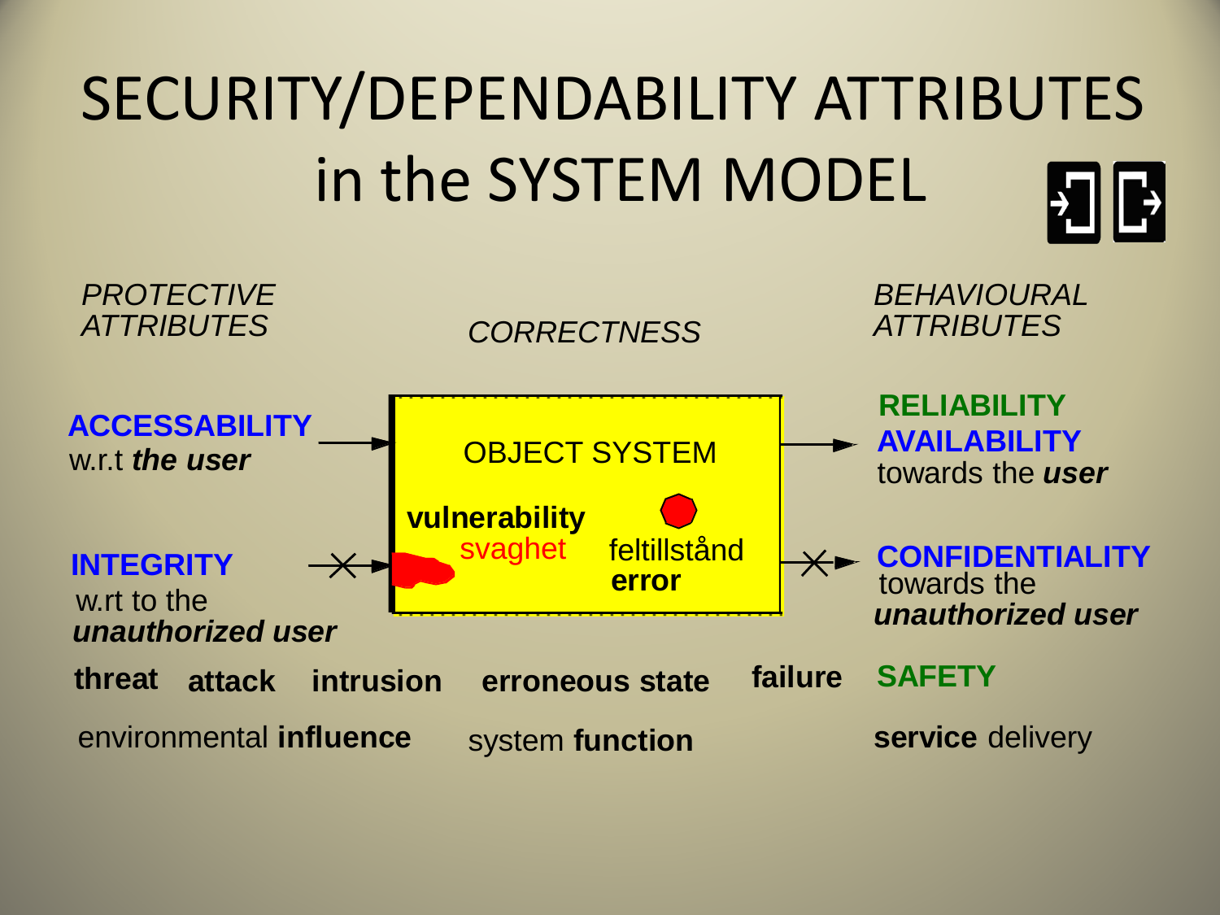# SECURITY/DEPENDABILITY ATTRIBUTES in the SYSTEM MODEL

*PROTECTIVE ATTRIBUTES*

*CORRECTNESS*

*BEHAVIOURAL ATTRIBUTES*

**ACCESSABILITY**
w.r.t ***the user***

OBJECT SYSTEM

**vulnerability**
svaghet

feltillstånd
**error**

**RELIABILITY**
**AVAILABILITY**
towards the ***user***

**INTEGRITY**
w.rt to the
***unauthorized user***

**CONFIDENTIALITY**
towards the
***unauthorized user***

**threat** **attack** **intrusion** **erroneous state** **failure** **SAFETY**

environmental **influence** system **function** **service** delivery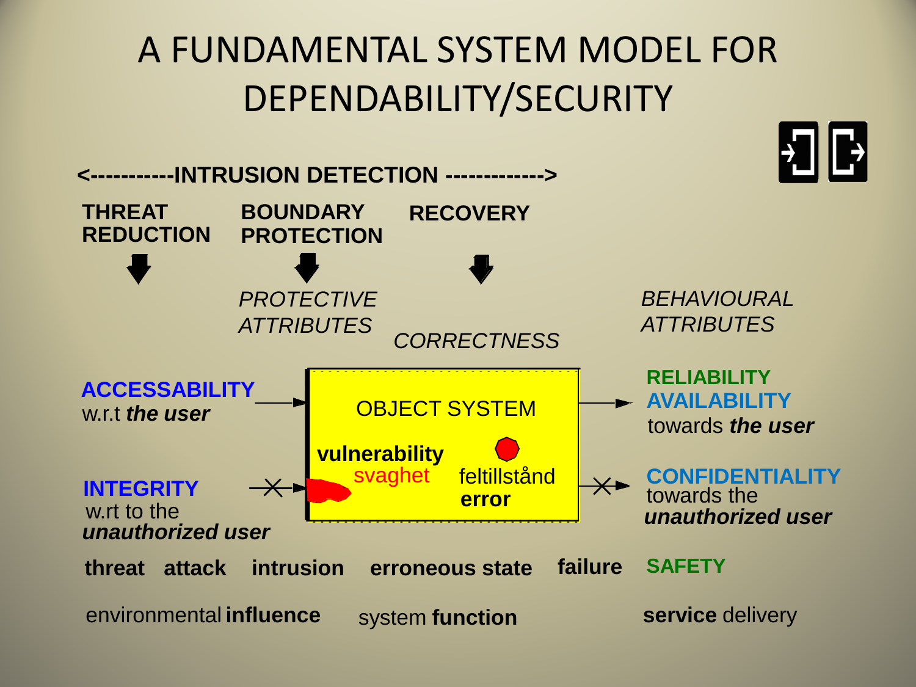# A FUNDAMENTAL SYSTEM MODEL FOR DEPENDABILITY/SECURITY

**<-----------INTRUSION DETECTION ------------->**

**THREAT REDUCTION** | **BOUNDARY PROTECTION** | **RECOVERY**

*PROTECTIVE ATTRIBUTES*

*CORRECTNESS*

*BEHAVIOURAL ATTRIBUTES*

**ACCESSABILITY**
w.r.t ***the user***

**INTEGRITY**
w.rt to the
***unauthorized user***

OBJECT SYSTEM

**vulnerability**
svaghet

feltillstånd
**error**

**RELIABILITY**
**AVAILABILITY**
towards ***the user***

**CONFIDENTIALITY**
towards the
***unauthorized user***

**threat** **attack** **intrusion** **erroneous state** **failure** **SAFETY**

environmental **influence** system **function** **service** delivery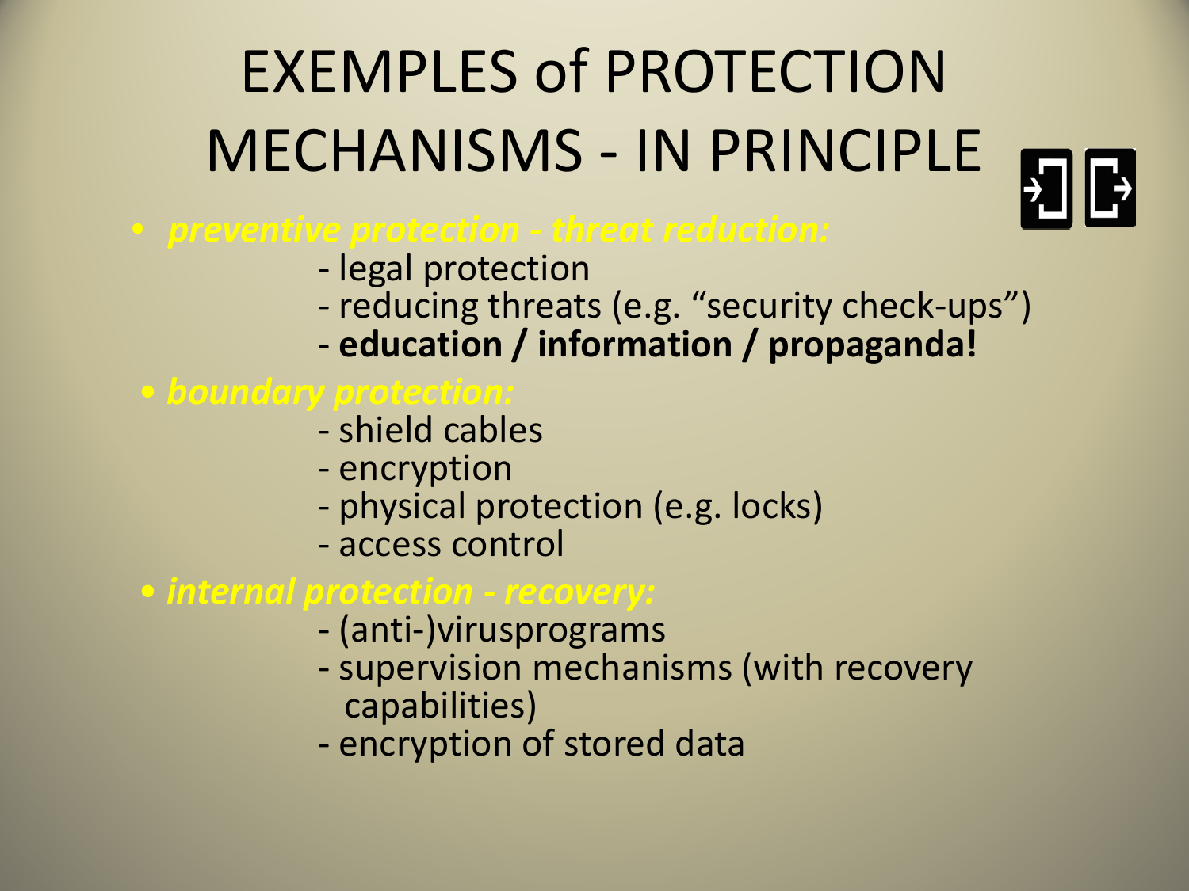# EXEMPLES of PROTECTION MECHANISMS - IN PRINCIPLE

- ***preventive protection - threat reduction:***
  - legal protection
  - reducing threats (e.g. "security check-ups")
  - **education / information / propaganda!**
- ***boundary protection:***
  - shield cables
  - encryption
  - physical protection (e.g. locks)
  - access control
- ***internal protection - recovery:***
  - (anti-)virusprograms
  - supervision mechanisms (with recovery capabilities)
  - encryption of stored data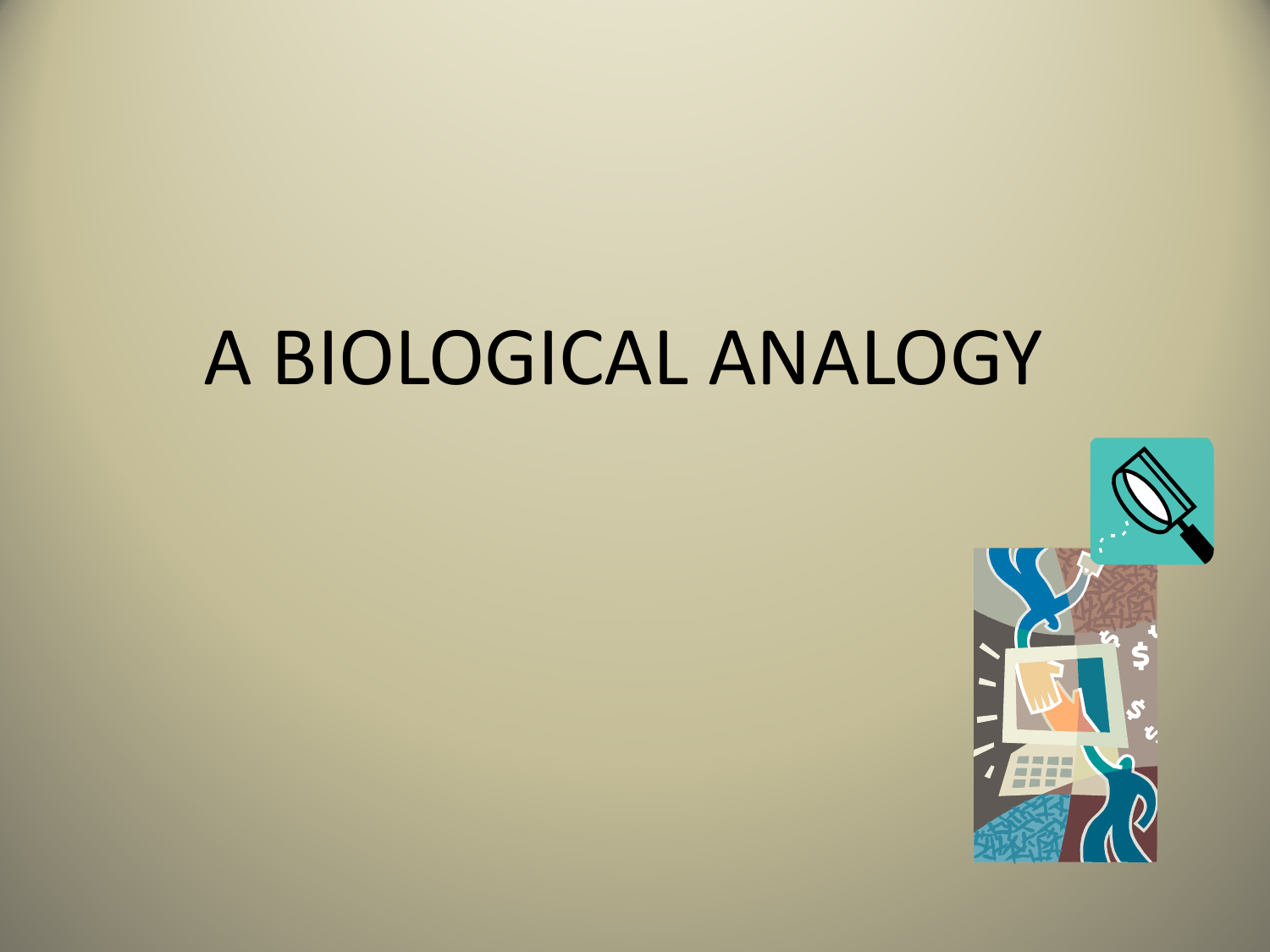# A BIOLOGICAL ANALOGY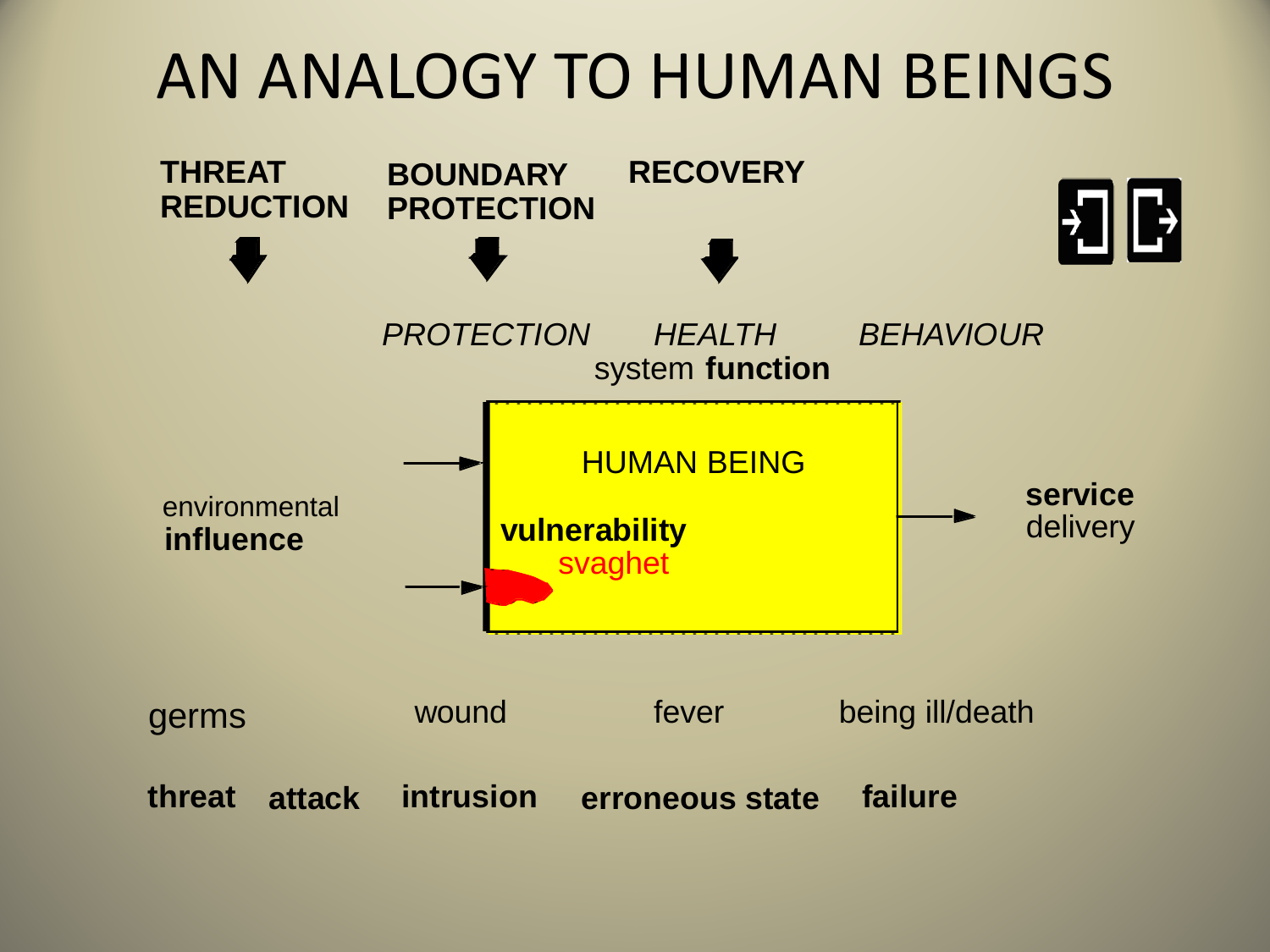# AN ANALOGY TO HUMAN BEINGS

**THREAT REDUCTION** | **BOUNDARY PROTECTION** | **RECOVERY**

*PROTECTION* *HEALTH* *BEHAVIOUR*

system **function**

environmental **influence**

HUMAN BEING

**vulnerability**

svaghet

**service** delivery

germs | wound | fever | being ill/death

**threat** **attack** **intrusion** **erroneous state** **failure**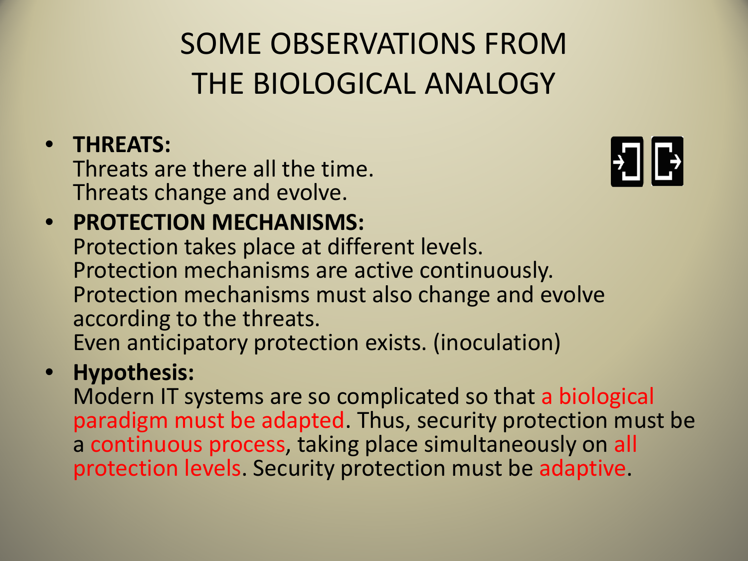# SOME OBSERVATIONS FROM THE BIOLOGICAL ANALOGY

- **THREATS:**
  Threats are there all the time.
  Threats change and evolve.
- **PROTECTION MECHANISMS:**
  Protection takes place at different levels.
  Protection mechanisms are active continuously.
  Protection mechanisms must also change and evolve according to the threats.
  Even anticipatory protection exists. (inoculation)
- **Hypothesis:**
  Modern IT systems are so complicated so that a biological paradigm must be adapted. Thus, security protection must be a continuous process, taking place simultaneously on all protection levels. Security protection must be adaptive.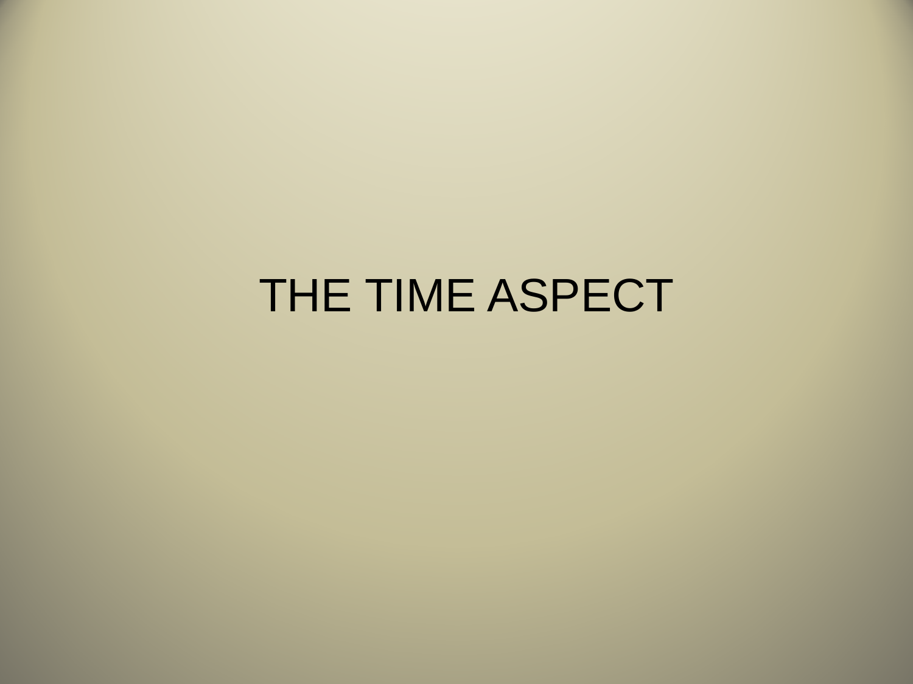# THE TIME ASPECT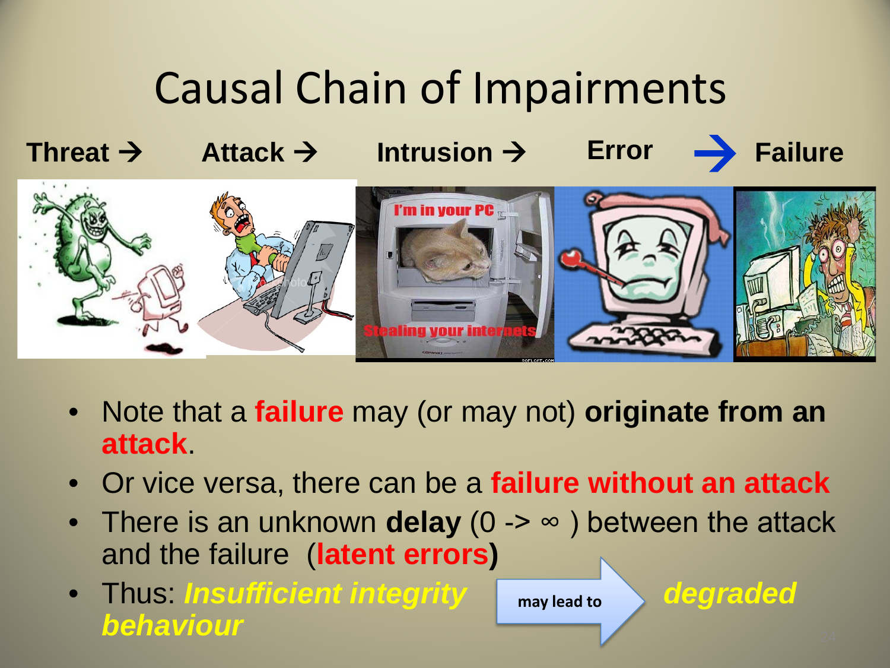# Causal Chain of Impairments

**Threat → Attack → Intrusion → Error → Failure**

- Note that a **failure** may (or may not) **originate from an attack**.
- Or vice versa, there can be a **failure without an attack**
- There is an unknown **delay** (0 -> ∞ ) between the attack and the failure (**latent errors**)
- Thus: ***Insufficient integrity*** may lead to ***degraded behaviour***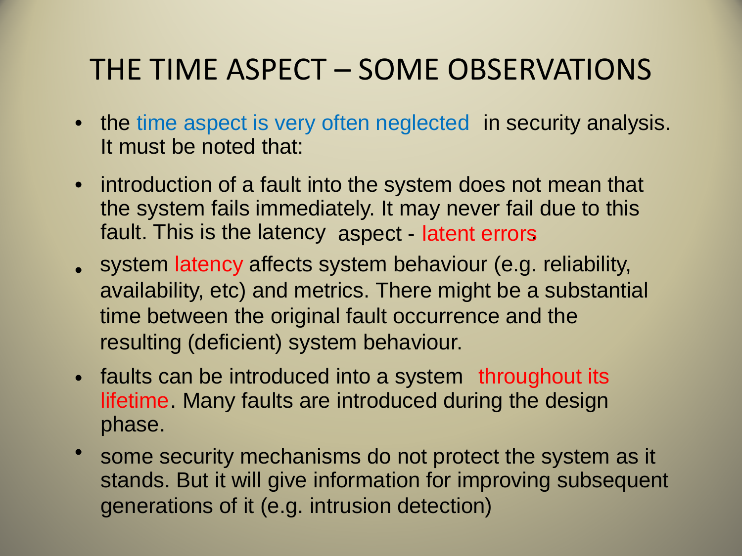# THE TIME ASPECT – SOME OBSERVATIONS

- the time aspect is very often neglected in security analysis. It must be noted that:
- introduction of a fault into the system does not mean that the system fails immediately. It may never fail due to this fault. This is the latency aspect - latent errors.
- system latency affects system behaviour (e.g. reliability, availability, etc) and metrics. There might be a substantial time between the original fault occurrence and the resulting (deficient) system behaviour.
- faults can be introduced into a system throughout its lifetime. Many faults are introduced during the design phase.
- some security mechanisms do not protect the system as it stands. But it will give information for improving subsequent generations of it (e.g. intrusion detection)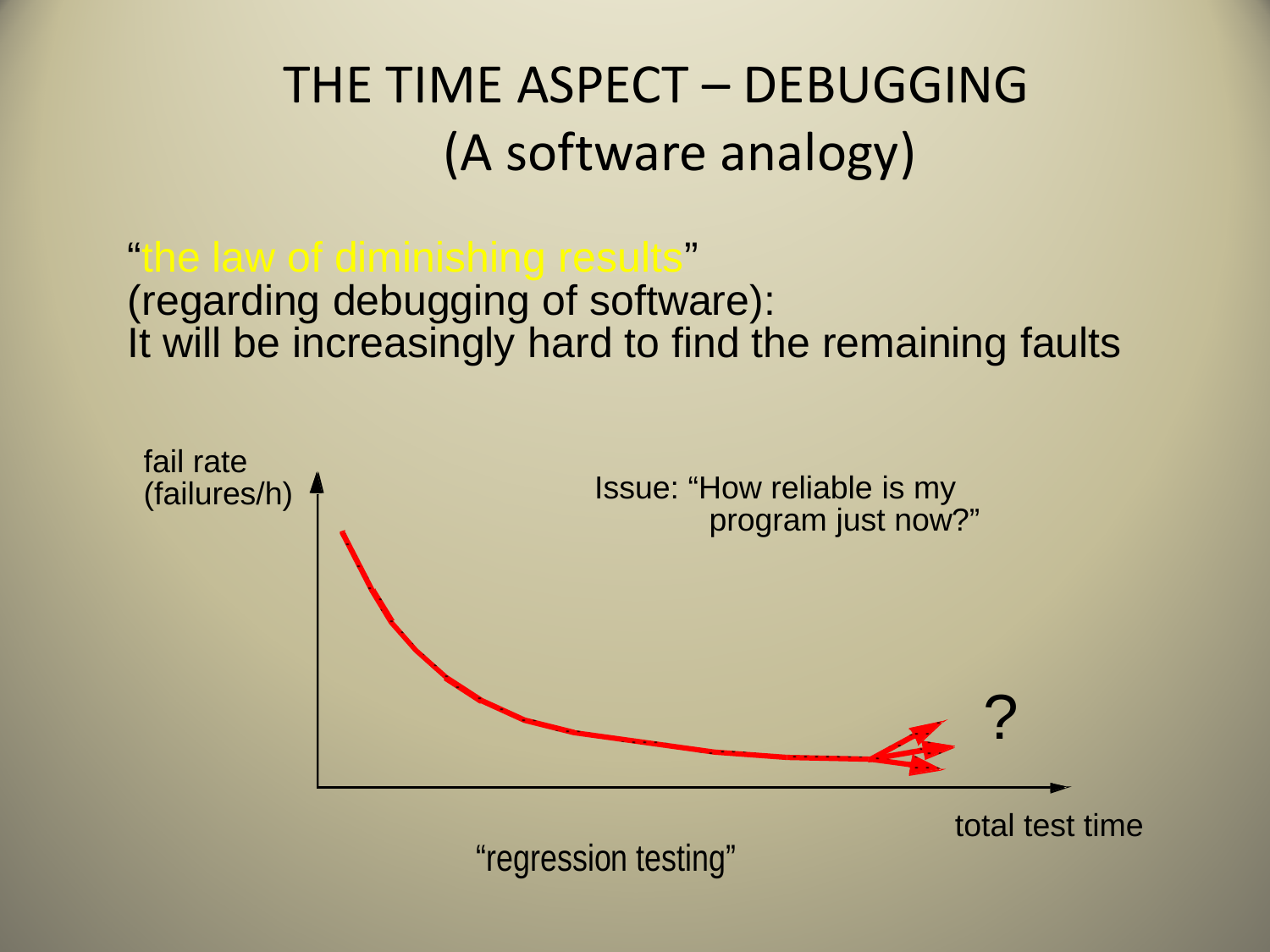# THE TIME ASPECT – DEBUGGING (A software analogy)

"the law of diminishing results"
(regarding debugging of software):
It will be increasingly hard to find the remaining faults

fail rate (failures/h)

Issue: "How reliable is my program just now?"

?

total test time

"regression testing"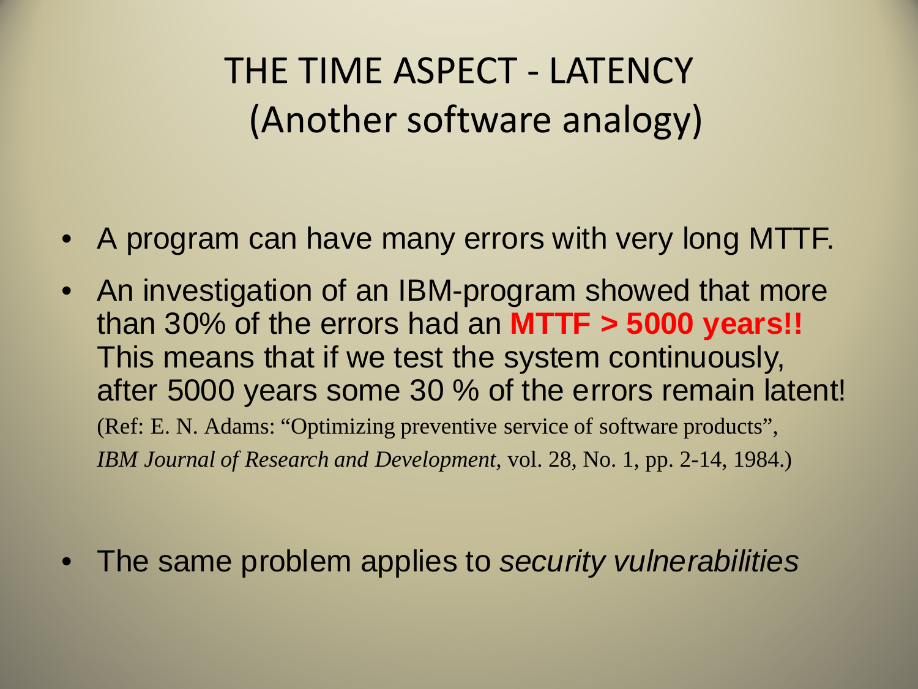# THE TIME ASPECT - LATENCY (Another software analogy)

- A program can have many errors with very long MTTF.
- An investigation of an IBM-program showed that more than 30% of the errors had an **MTTF > 5000 years!!** This means that if we test the system continuously, after 5000 years some 30 % of the errors remain latent!
  (Ref: E. N. Adams: "Optimizing preventive service of software products", *IBM Journal of Research and Development*, vol. 28, No. 1, pp. 2-14, 1984.)
- The same problem applies to *security vulnerabilities*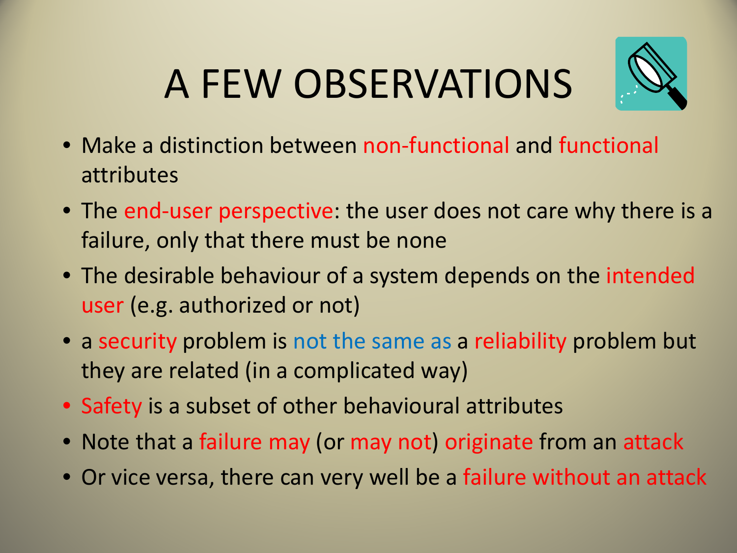# A FEW OBSERVATIONS

- Make a distinction between non-functional and functional attributes
- The end-user perspective: the user does not care why there is a failure, only that there must be none
- The desirable behaviour of a system depends on the intended user (e.g. authorized or not)
- a security problem is not the same as a reliability problem but they are related (in a complicated way)
- Safety is a subset of other behavioural attributes
- Note that a failure may (or may not) originate from an attack
- Or vice versa, there can very well be a failure without an attack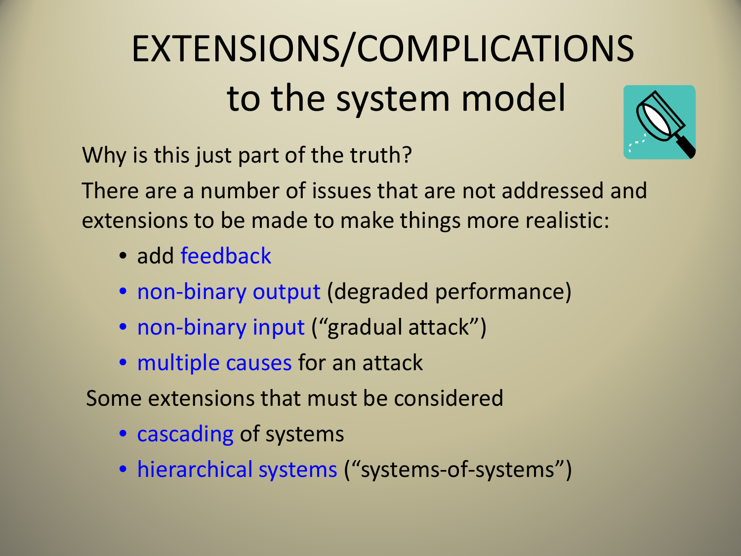# EXTENSIONS/COMPLICATIONS to the system model

Why is this just part of the truth?

There are a number of issues that are not addressed and extensions to be made to make things more realistic:

- add feedback
- non-binary output (degraded performance)
- non-binary input ("gradual attack")
- multiple causes for an attack

Some extensions that must be considered

- cascading of systems
- hierarchical systems ("systems-of-systems")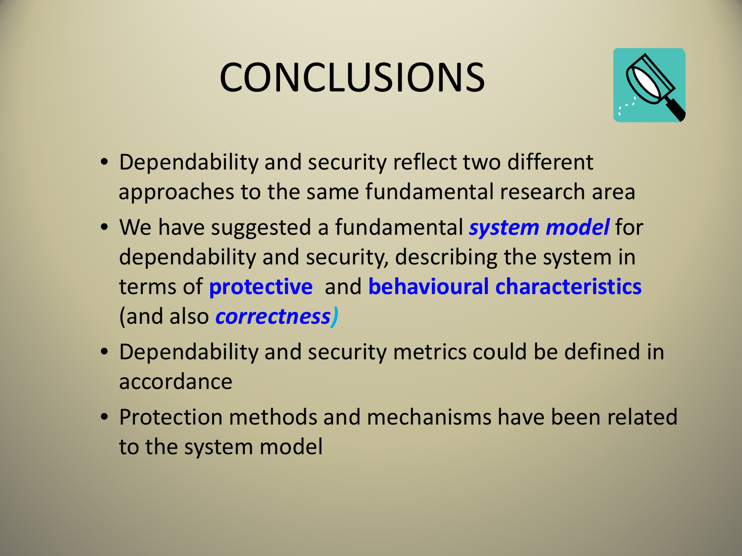# CONCLUSIONS

- Dependability and security reflect two different approaches to the same fundamental research area
- We have suggested a fundamental ***system model*** for dependability and security, describing the system in terms of **protective** and **behavioural characteristics** (and also ***correctness***)
- Dependability and security metrics could be defined in accordance
- Protection methods and mechanisms have been related to the system model